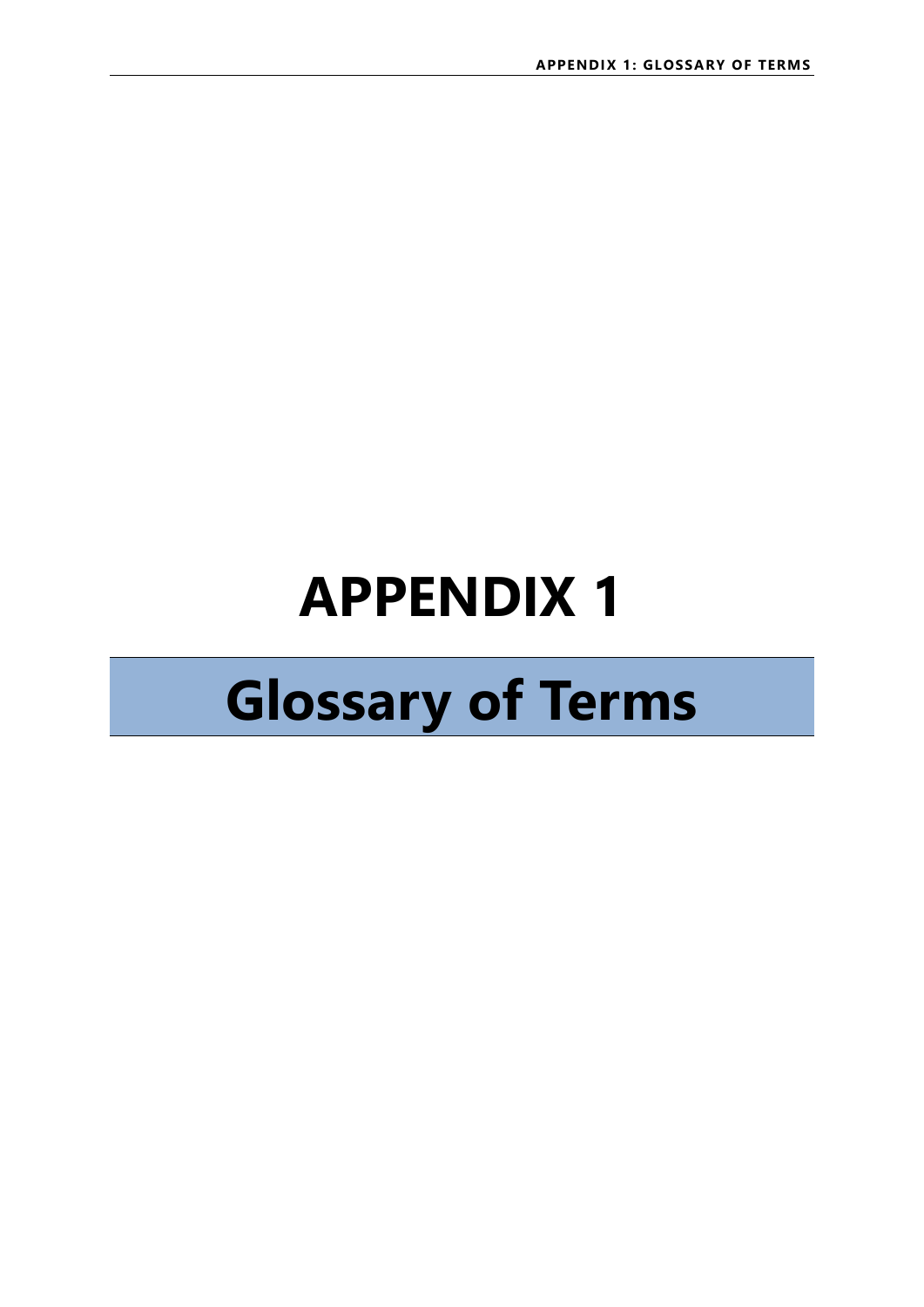# APPENDIX 1

## Glossary of Terms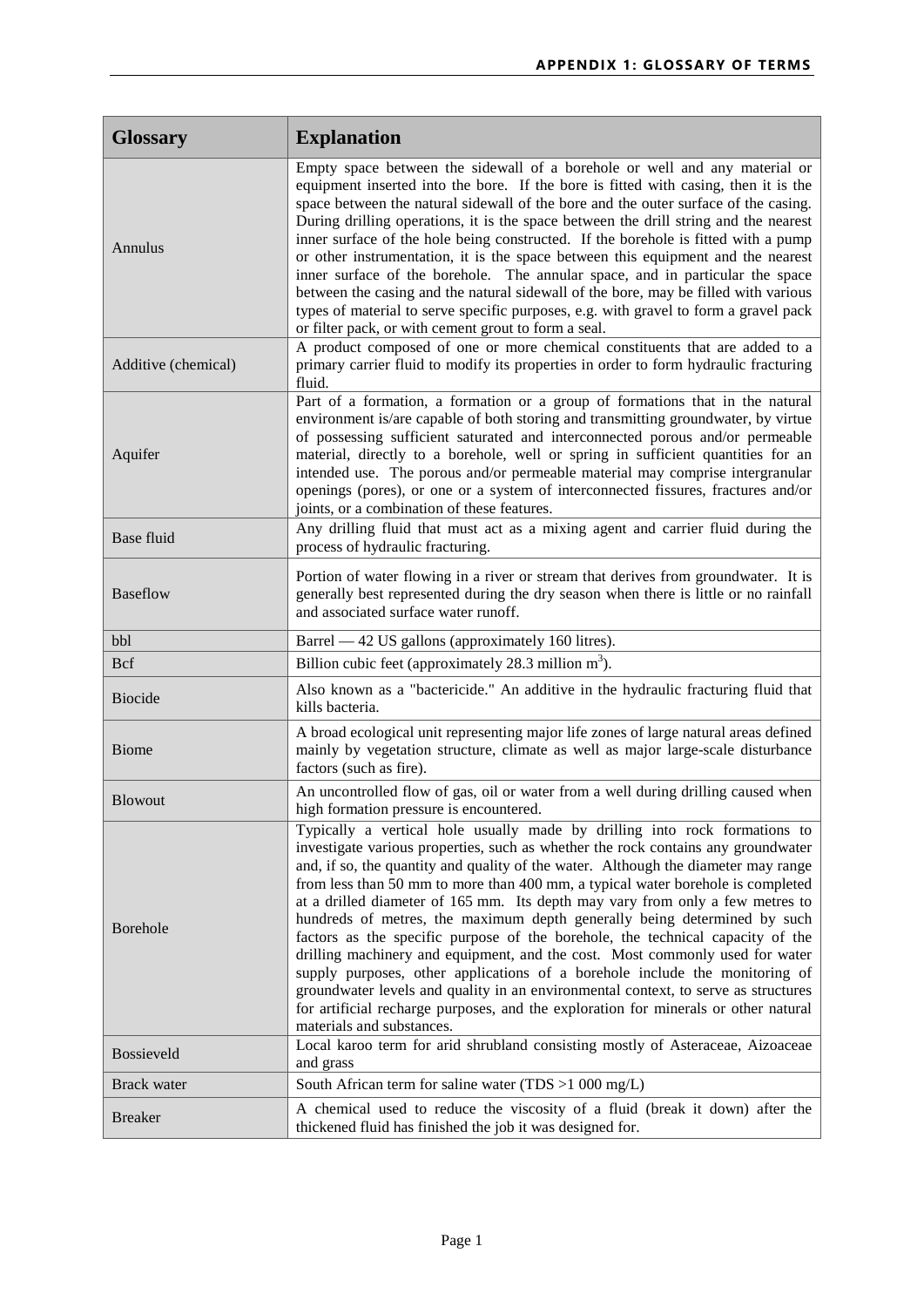| Glossary | Explanation |
|---|---|
| Annulus | Empty space between the sidewall of a borehole or well and any material or equipment inserted into the bore. If the bore is fitted with casing, then it is the space between the natural sidewall of the bore and the outer surface of the casing. During drilling operations, it is the space between the drill string and the nearest inner surface of the hole being constructed. If the borehole is fitted with a pump or other instrumentation, it is the space between this equipment and the nearest inner surface of the borehole. The annular space, and in particular the space between the casing and the natural sidewall of the bore, may be filled with various types of material to serve specific purposes, e.g. with gravel to form a gravel pack or filter pack, or with cement grout to form a seal. |
| Additive (chemical) | A product composed of one or more chemical constituents that are added to a primary carrier fluid to modify its properties in order to form hydraulic fracturing fluid. |
| Aquifer | Part of a formation, a formation or a group of formations that in the natural environment is/are capable of both storing and transmitting groundwater, by virtue of possessing sufficient saturated and interconnected porous and/or permeable material, directly to a borehole, well or spring in sufficient quantities for an intended use. The porous and/or permeable material may comprise intergranular openings (pores), or one or a system of interconnected fissures, fractures and/or joints, or a combination of these features. |
| Base fluid | Any drilling fluid that must act as a mixing agent and carrier fluid during the process of hydraulic fracturing. |
| Baseflow | Portion of water flowing in a river or stream that derives from groundwater. It is generally best represented during the dry season when there is little or no rainfall and associated surface water runoff. |
| bbl | Barrel — 42 US gallons (approximately 160 litres). |
| Bcf | Billion cubic feet (approximately 28.3 million $m^3$). |
| Biocide | Also known as a "bactericide." An additive in the hydraulic fracturing fluid that kills bacteria. |
| Biome | A broad ecological unit representing major life zones of large natural areas defined mainly by vegetation structure, climate as well as major large-scale disturbance factors (such as fire). |
| Blowout | An uncontrolled flow of gas, oil or water from a well during drilling caused when high formation pressure is encountered. |
| Borehole | Typically a vertical hole usually made by drilling into rock formations to investigate various properties, such as whether the rock contains any groundwater and, if so, the quantity and quality of the water. Although the diameter may range from less than 50 mm to more than 400 mm, a typical water borehole is completed at a drilled diameter of 165 mm. Its depth may vary from only a few metres to hundreds of metres, the maximum depth generally being determined by such factors as the specific purpose of the borehole, the technical capacity of the drilling machinery and equipment, and the cost. Most commonly used for water supply purposes, other applications of a borehole include the monitoring of groundwater levels and quality in an environmental context, to serve as structures for artificial recharge purposes, and the exploration for minerals or other natural materials and substances. |
| Bossieveld | Local karoo term for arid shrubland consisting mostly of Asteraceae, Aizoaceae and grass |
| Brack water | South African term for saline water (TDS >1 000 mg/L) |
| Breaker | A chemical used to reduce the viscosity of a fluid (break it down) after the thickened fluid has finished the job it was designed for. |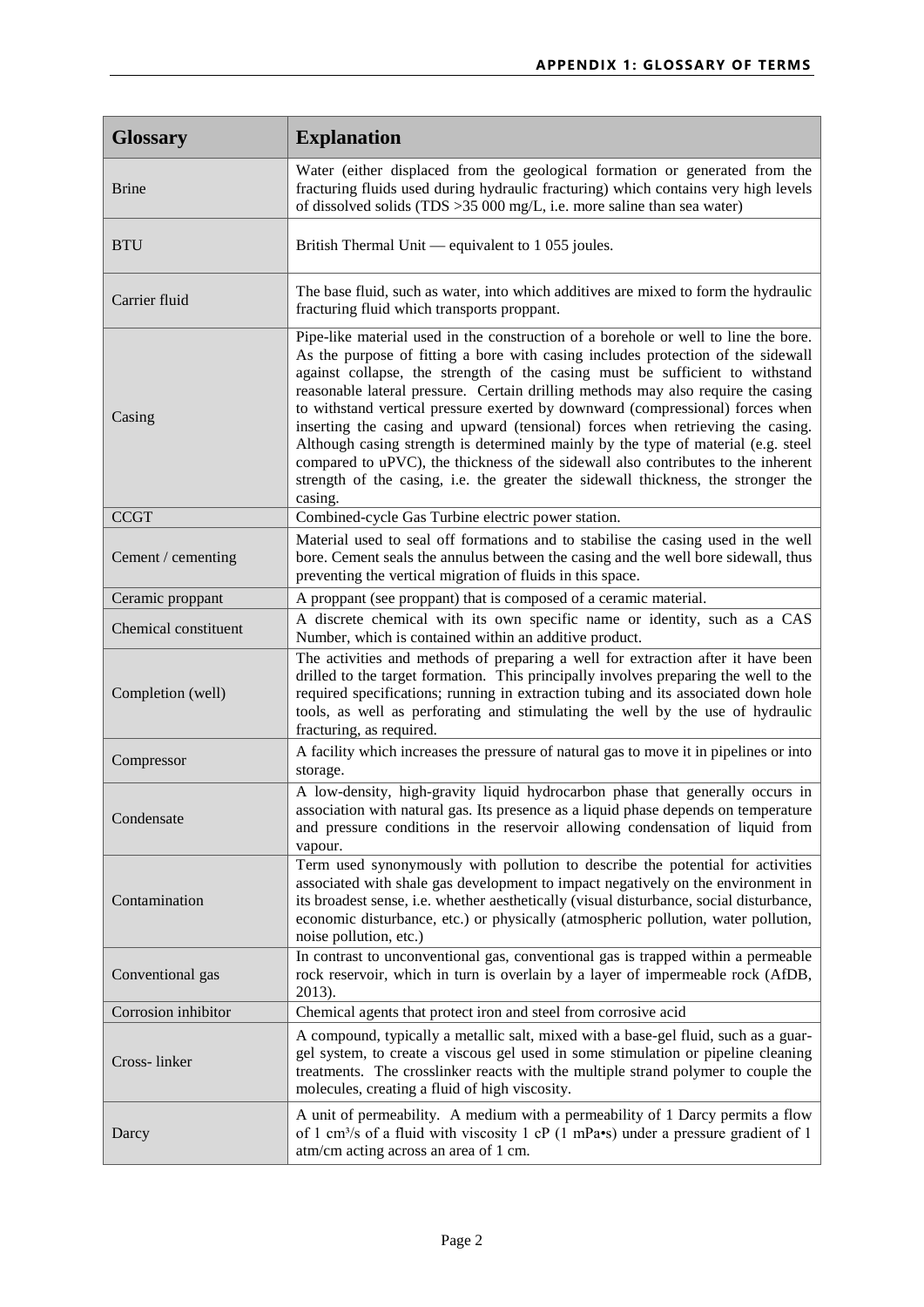| Glossary | Explanation |
|---|---|
| Brine | Water (either displaced from the geological formation or generated from the fracturing fluids used during hydraulic fracturing) which contains very high levels of dissolved solids (TDS >35 000 mg/L, i.e. more saline than sea water) |
| BTU | British Thermal Unit — equivalent to 1 055 joules. |
| Carrier fluid | The base fluid, such as water, into which additives are mixed to form the hydraulic fracturing fluid which transports proppant. |
| Casing | Pipe-like material used in the construction of a borehole or well to line the bore. As the purpose of fitting a bore with casing includes protection of the sidewall against collapse, the strength of the casing must be sufficient to withstand reasonable lateral pressure. Certain drilling methods may also require the casing to withstand vertical pressure exerted by downward (compressional) forces when inserting the casing and upward (tensional) forces when retrieving the casing. Although casing strength is determined mainly by the type of material (e.g. steel compared to uPVC), the thickness of the sidewall also contributes to the inherent strength of the casing, i.e. the greater the sidewall thickness, the stronger the casing. |
| CCGT | Combined-cycle Gas Turbine electric power station. |
| Cement / cementing | Material used to seal off formations and to stabilise the casing used in the well bore. Cement seals the annulus between the casing and the well bore sidewall, thus preventing the vertical migration of fluids in this space. |
| Ceramic proppant | A proppant (see proppant) that is composed of a ceramic material. |
| Chemical constituent | A discrete chemical with its own specific name or identity, such as a CAS Number, which is contained within an additive product. |
| Completion (well) | The activities and methods of preparing a well for extraction after it have been drilled to the target formation. This principally involves preparing the well to the required specifications; running in extraction tubing and its associated down hole tools, as well as perforating and stimulating the well by the use of hydraulic fracturing, as required. |
| Compressor | A facility which increases the pressure of natural gas to move it in pipelines or into storage. |
| Condensate | A low-density, high-gravity liquid hydrocarbon phase that generally occurs in association with natural gas. Its presence as a liquid phase depends on temperature and pressure conditions in the reservoir allowing condensation of liquid from vapour. |
| Contamination | Term used synonymously with pollution to describe the potential for activities associated with shale gas development to impact negatively on the environment in its broadest sense, i.e. whether aesthetically (visual disturbance, social disturbance, economic disturbance, etc.) or physically (atmospheric pollution, water pollution, noise pollution, etc.) |
| Conventional gas | In contrast to unconventional gas, conventional gas is trapped within a permeable rock reservoir, which in turn is overlain by a layer of impermeable rock (AfDB, 2013). |
| Corrosion inhibitor | Chemical agents that protect iron and steel from corrosive acid |
| Cross- linker | A compound, typically a metallic salt, mixed with a base-gel fluid, such as a guar-gel system, to create a viscous gel used in some stimulation or pipeline cleaning treatments. The crosslinker reacts with the multiple strand polymer to couple the molecules, creating a fluid of high viscosity. |
| Darcy | A unit of permeability. A medium with a permeability of 1 Darcy permits a flow of 1 $cm^3/s$ of a fluid with viscosity 1 cP (1 mPa•s) under a pressure gradient of 1 atm/cm acting across an area of 1 cm. |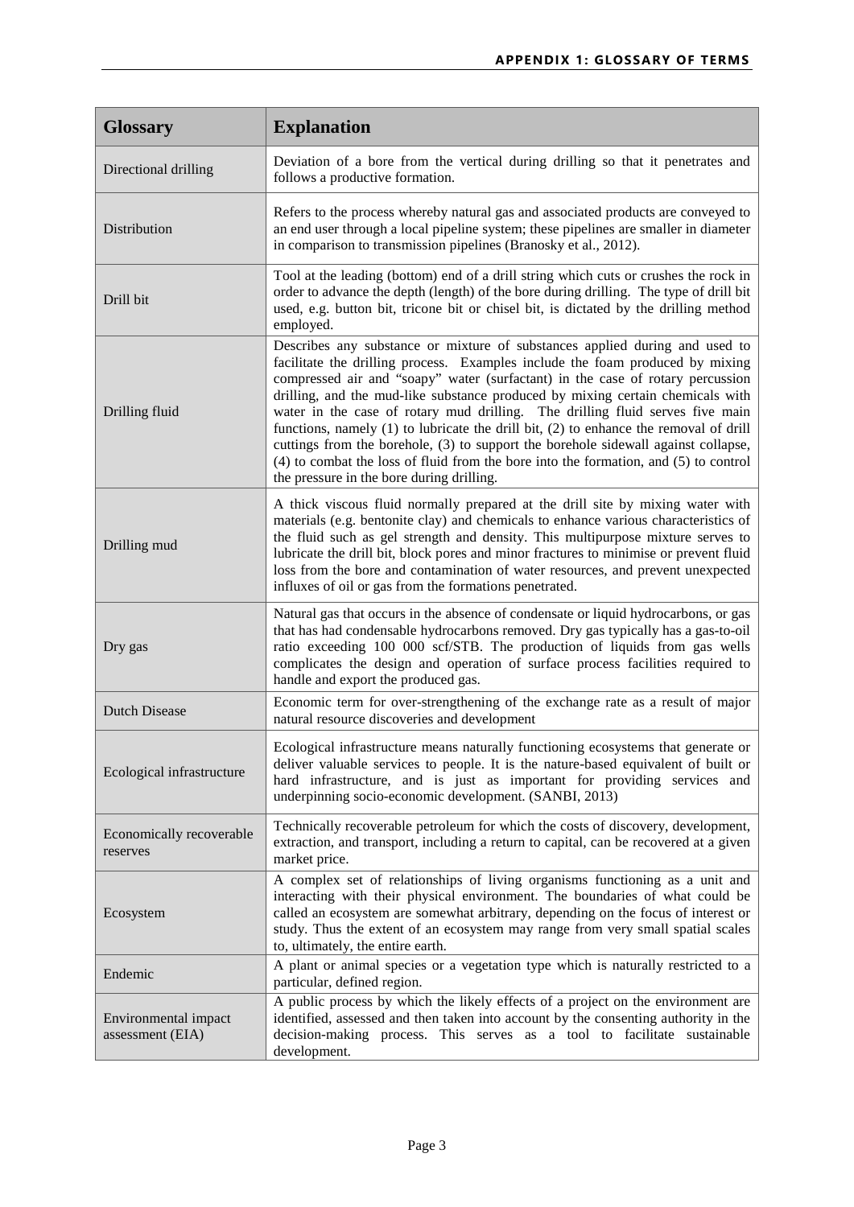| Glossary | Explanation |
|---|---|
| Directional drilling | Deviation of a bore from the vertical during drilling so that it penetrates and follows a productive formation. |
| Distribution | Refers to the process whereby natural gas and associated products are conveyed to an end user through a local pipeline system; these pipelines are smaller in diameter in comparison to transmission pipelines (Branosky et al., 2012). |
| Drill bit | Tool at the leading (bottom) end of a drill string which cuts or crushes the rock in order to advance the depth (length) of the bore during drilling. The type of drill bit used, e.g. button bit, tricone bit or chisel bit, is dictated by the drilling method employed. |
| Drilling fluid | Describes any substance or mixture of substances applied during and used to facilitate the drilling process. Examples include the foam produced by mixing compressed air and "soapy" water (surfactant) in the case of rotary percussion drilling, and the mud-like substance produced by mixing certain chemicals with water in the case of rotary mud drilling. The drilling fluid serves five main functions, namely (1) to lubricate the drill bit, (2) to enhance the removal of drill cuttings from the borehole, (3) to support the borehole sidewall against collapse, (4) to combat the loss of fluid from the bore into the formation, and (5) to control the pressure in the bore during drilling. |
| Drilling mud | A thick viscous fluid normally prepared at the drill site by mixing water with materials (e.g. bentonite clay) and chemicals to enhance various characteristics of the fluid such as gel strength and density. This multipurpose mixture serves to lubricate the drill bit, block pores and minor fractures to minimise or prevent fluid loss from the bore and contamination of water resources, and prevent unexpected influxes of oil or gas from the formations penetrated. |
| Dry gas | Natural gas that occurs in the absence of condensate or liquid hydrocarbons, or gas that has had condensable hydrocarbons removed. Dry gas typically has a gas-to-oil ratio exceeding 100 000 scf/STB. The production of liquids from gas wells complicates the design and operation of surface process facilities required to handle and export the produced gas. |
| Dutch Disease | Economic term for over-strengthening of the exchange rate as a result of major natural resource discoveries and development |
| Ecological infrastructure | Ecological infrastructure means naturally functioning ecosystems that generate or deliver valuable services to people. It is the nature-based equivalent of built or hard infrastructure, and is just as important for providing services and underpinning socio-economic development. (SANBI, 2013) |
| Economically recoverable reserves | Technically recoverable petroleum for which the costs of discovery, development, extraction, and transport, including a return to capital, can be recovered at a given market price. |
| Ecosystem | A complex set of relationships of living organisms functioning as a unit and interacting with their physical environment. The boundaries of what could be called an ecosystem are somewhat arbitrary, depending on the focus of interest or study. Thus the extent of an ecosystem may range from very small spatial scales to, ultimately, the entire earth. |
| Endemic | A plant or animal species or a vegetation type which is naturally restricted to a particular, defined region. |
| Environmental impact assessment (EIA) | A public process by which the likely effects of a project on the environment are identified, assessed and then taken into account by the consenting authority in the decision-making process. This serves as a tool to facilitate sustainable development. |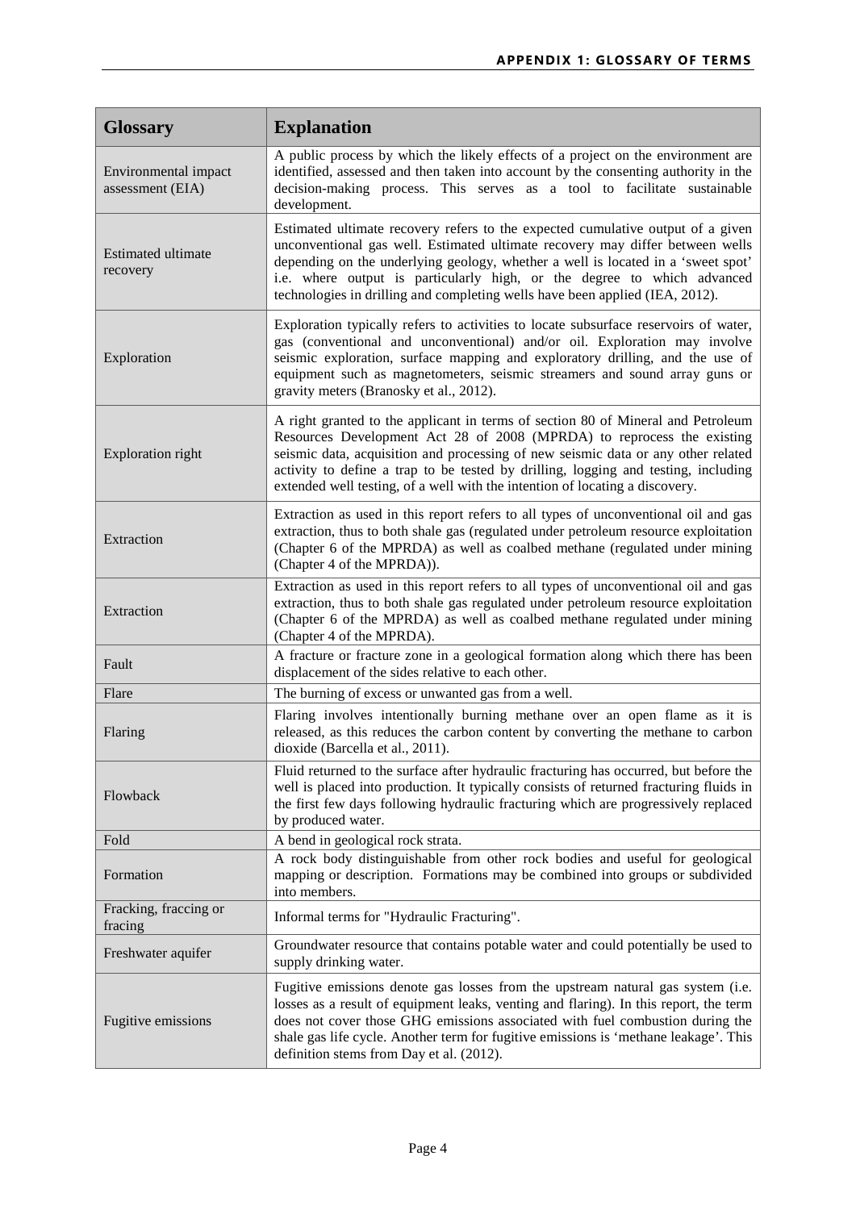| Glossary | Explanation |
|---|---|
| Environmental impact assessment (EIA) | A public process by which the likely effects of a project on the environment are identified, assessed and then taken into account by the consenting authority in the decision-making process. This serves as a tool to facilitate sustainable development. |
| Estimated ultimate recovery | Estimated ultimate recovery refers to the expected cumulative output of a given unconventional gas well. Estimated ultimate recovery may differ between wells depending on the underlying geology, whether a well is located in a 'sweet spot' i.e. where output is particularly high, or the degree to which advanced technologies in drilling and completing wells have been applied (IEA, 2012). |
| Exploration | Exploration typically refers to activities to locate subsurface reservoirs of water, gas (conventional and unconventional) and/or oil. Exploration may involve seismic exploration, surface mapping and exploratory drilling, and the use of equipment such as magnetometers, seismic streamers and sound array guns or gravity meters (Branosky et al., 2012). |
| Exploration right | A right granted to the applicant in terms of section 80 of Mineral and Petroleum Resources Development Act 28 of 2008 (MPRDA) to reprocess the existing seismic data, acquisition and processing of new seismic data or any other related activity to define a trap to be tested by drilling, logging and testing, including extended well testing, of a well with the intention of locating a discovery. |
| Extraction | Extraction as used in this report refers to all types of unconventional oil and gas extraction, thus to both shale gas (regulated under petroleum resource exploitation (Chapter 6 of the MPRDA) as well as coalbed methane (regulated under mining (Chapter 4 of the MPRDA)). |
| Extraction | Extraction as used in this report refers to all types of unconventional oil and gas extraction, thus to both shale gas regulated under petroleum resource exploitation (Chapter 6 of the MPRDA) as well as coalbed methane regulated under mining (Chapter 4 of the MPRDA). |
| Fault | A fracture or fracture zone in a geological formation along which there has been displacement of the sides relative to each other. |
| Flare | The burning of excess or unwanted gas from a well. |
| Flaring | Flaring involves intentionally burning methane over an open flame as it is released, as this reduces the carbon content by converting the methane to carbon dioxide (Barcella et al., 2011). |
| Flowback | Fluid returned to the surface after hydraulic fracturing has occurred, but before the well is placed into production. It typically consists of returned fracturing fluids in the first few days following hydraulic fracturing which are progressively replaced by produced water. |
| Fold | A bend in geological rock strata. |
| Formation | A rock body distinguishable from other rock bodies and useful for geological mapping or description. Formations may be combined into groups or subdivided into members. |
| Fracking, fraccing or fracing | Informal terms for "Hydraulic Fracturing". |
| Freshwater aquifer | Groundwater resource that contains potable water and could potentially be used to supply drinking water. |
| Fugitive emissions | Fugitive emissions denote gas losses from the upstream natural gas system (i.e. losses as a result of equipment leaks, venting and flaring). In this report, the term does not cover those GHG emissions associated with fuel combustion during the shale gas life cycle. Another term for fugitive emissions is 'methane leakage'. This definition stems from Day et al. (2012). |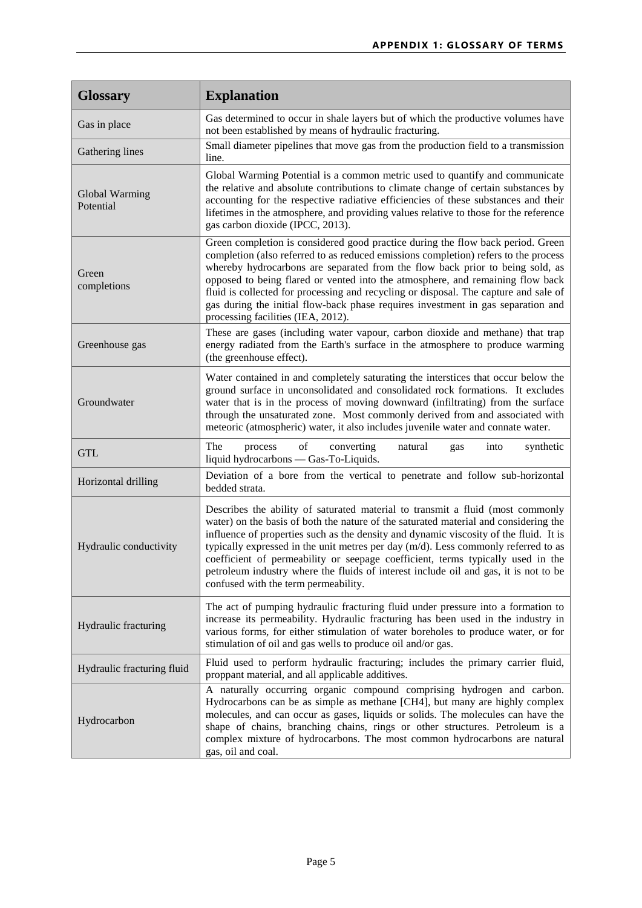| Glossary | Explanation |
|---|---|
| Gas in place | Gas determined to occur in shale layers but of which the productive volumes have not been established by means of hydraulic fracturing. |
| Gathering lines | Small diameter pipelines that move gas from the production field to a transmission line. |
| Global Warming Potential | Global Warming Potential is a common metric used to quantify and communicate the relative and absolute contributions to climate change of certain substances by accounting for the respective radiative efficiencies of these substances and their lifetimes in the atmosphere, and providing values relative to those for the reference gas carbon dioxide (IPCC, 2013). |
| Green completions | Green completion is considered good practice during the flow back period. Green completion (also referred to as reduced emissions completion) refers to the process whereby hydrocarbons are separated from the flow back prior to being sold, as opposed to being flared or vented into the atmosphere, and remaining flow back fluid is collected for processing and recycling or disposal. The capture and sale of gas during the initial flow-back phase requires investment in gas separation and processing facilities (IEA, 2012). |
| Greenhouse gas | These are gases (including water vapour, carbon dioxide and methane) that trap energy radiated from the Earth's surface in the atmosphere to produce warming (the greenhouse effect). |
| Groundwater | Water contained in and completely saturating the interstices that occur below the ground surface in unconsolidated and consolidated rock formations. It excludes water that is in the process of moving downward (infiltrating) from the surface through the unsaturated zone. Most commonly derived from and associated with meteoric (atmospheric) water, it also includes juvenile water and connate water. |
| GTL | The process of converting natural gas into synthetic liquid hydrocarbons — Gas-To-Liquids. |
| Horizontal drilling | Deviation of a bore from the vertical to penetrate and follow sub-horizontal bedded strata. |
| Hydraulic conductivity | Describes the ability of saturated material to transmit a fluid (most commonly water) on the basis of both the nature of the saturated material and considering the influence of properties such as the density and dynamic viscosity of the fluid. It is typically expressed in the unit metres per day (m/d). Less commonly referred to as coefficient of permeability or seepage coefficient, terms typically used in the petroleum industry where the fluids of interest include oil and gas, it is not to be confused with the term permeability. |
| Hydraulic fracturing | The act of pumping hydraulic fracturing fluid under pressure into a formation to increase its permeability. Hydraulic fracturing has been used in the industry in various forms, for either stimulation of water boreholes to produce water, or for stimulation of oil and gas wells to produce oil and/or gas. |
| Hydraulic fracturing fluid | Fluid used to perform hydraulic fracturing; includes the primary carrier fluid, proppant material, and all applicable additives. |
| Hydrocarbon | A naturally occurring organic compound comprising hydrogen and carbon. Hydrocarbons can be as simple as methane [$CH_4$], but many are highly complex molecules, and can occur as gases, liquids or solids. The molecules can have the shape of chains, branching chains, rings or other structures. Petroleum is a complex mixture of hydrocarbons. The most common hydrocarbons are natural gas, oil and coal. |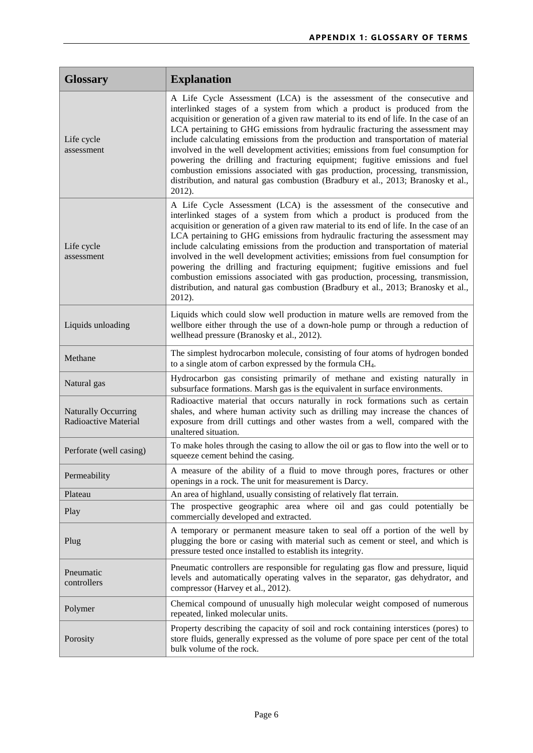| Glossary | Explanation |
|---|---|
| Life cycle assessment | A Life Cycle Assessment (LCA) is the assessment of the consecutive and interlinked stages of a system from which a product is produced from the acquisition or generation of a given raw material to its end of life. In the case of an LCA pertaining to GHG emissions from hydraulic fracturing the assessment may include calculating emissions from the production and transportation of material involved in the well development activities; emissions from fuel consumption for powering the drilling and fracturing equipment; fugitive emissions and fuel combustion emissions associated with gas production, processing, transmission, distribution, and natural gas combustion (Bradbury et al., 2013; Branosky et al., 2012). |
| Life cycle assessment | A Life Cycle Assessment (LCA) is the assessment of the consecutive and interlinked stages of a system from which a product is produced from the acquisition or generation of a given raw material to its end of life. In the case of an LCA pertaining to GHG emissions from hydraulic fracturing the assessment may include calculating emissions from the production and transportation of material involved in the well development activities; emissions from fuel consumption for powering the drilling and fracturing equipment; fugitive emissions and fuel combustion emissions associated with gas production, processing, transmission, distribution, and natural gas combustion (Bradbury et al., 2013; Branosky et al., 2012). |
| Liquids unloading | Liquids which could slow well production in mature wells are removed from the wellbore either through the use of a down-hole pump or through a reduction of wellhead pressure (Branosky et al., 2012). |
| Methane | The simplest hydrocarbon molecule, consisting of four atoms of hydrogen bonded to a single atom of carbon expressed by the formula $CH_4$. |
| Natural gas | Hydrocarbon gas consisting primarily of methane and existing naturally in subsurface formations. Marsh gas is the equivalent in surface environments. |
| Naturally Occurring Radioactive Material | Radioactive material that occurs naturally in rock formations such as certain shales, and where human activity such as drilling may increase the chances of exposure from drill cuttings and other wastes from a well, compared with the unaltered situation. |
| Perforate (well casing) | To make holes through the casing to allow the oil or gas to flow into the well or to squeeze cement behind the casing. |
| Permeability | A measure of the ability of a fluid to move through pores, fractures or other openings in a rock. The unit for measurement is Darcy. |
| Plateau | An area of highland, usually consisting of relatively flat terrain. |
| Play | The prospective geographic area where oil and gas could potentially be commercially developed and extracted. |
| Plug | A temporary or permanent measure taken to seal off a portion of the well by plugging the bore or casing with material such as cement or steel, and which is pressure tested once installed to establish its integrity. |
| Pneumatic controllers | Pneumatic controllers are responsible for regulating gas flow and pressure, liquid levels and automatically operating valves in the separator, gas dehydrator, and compressor (Harvey et al., 2012). |
| Polymer | Chemical compound of unusually high molecular weight composed of numerous repeated, linked molecular units. |
| Porosity | Property describing the capacity of soil and rock containing interstices (pores) to store fluids, generally expressed as the volume of pore space per cent of the total bulk volume of the rock. |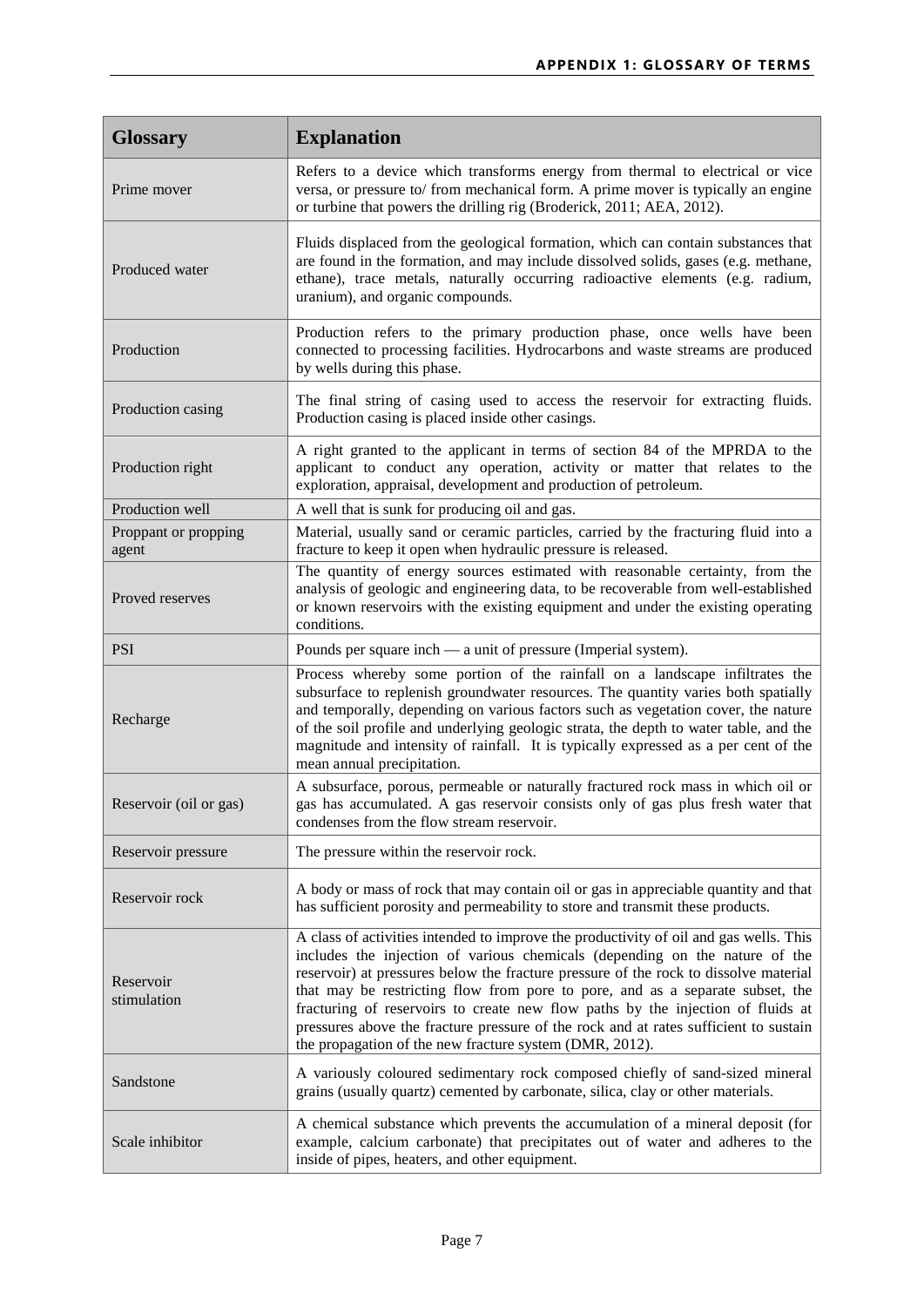| Glossary | Explanation |
|---|---|
| Prime mover | Refers to a device which transforms energy from thermal to electrical or vice versa, or pressure to/ from mechanical form. A prime mover is typically an engine or turbine that powers the drilling rig (Broderick, 2011; AEA, 2012). |
| Produced water | Fluids displaced from the geological formation, which can contain substances that are found in the formation, and may include dissolved solids, gases (e.g. methane, ethane), trace metals, naturally occurring radioactive elements (e.g. radium, uranium), and organic compounds. |
| Production | Production refers to the primary production phase, once wells have been connected to processing facilities. Hydrocarbons and waste streams are produced by wells during this phase. |
| Production casing | The final string of casing used to access the reservoir for extracting fluids. Production casing is placed inside other casings. |
| Production right | A right granted to the applicant in terms of section 84 of the MPRDA to the applicant to conduct any operation, activity or matter that relates to the exploration, appraisal, development and production of petroleum. |
| Production well | A well that is sunk for producing oil and gas. |
| Proppant or propping agent | Material, usually sand or ceramic particles, carried by the fracturing fluid into a fracture to keep it open when hydraulic pressure is released. |
| Proved reserves | The quantity of energy sources estimated with reasonable certainty, from the analysis of geologic and engineering data, to be recoverable from well-established or known reservoirs with the existing equipment and under the existing operating conditions. |
| PSI | Pounds per square inch — a unit of pressure (Imperial system). |
| Recharge | Process whereby some portion of the rainfall on a landscape infiltrates the subsurface to replenish groundwater resources. The quantity varies both spatially and temporally, depending on various factors such as vegetation cover, the nature of the soil profile and underlying geologic strata, the depth to water table, and the magnitude and intensity of rainfall. It is typically expressed as a per cent of the mean annual precipitation. |
| Reservoir (oil or gas) | A subsurface, porous, permeable or naturally fractured rock mass in which oil or gas has accumulated. A gas reservoir consists only of gas plus fresh water that condenses from the flow stream reservoir. |
| Reservoir pressure | The pressure within the reservoir rock. |
| Reservoir rock | A body or mass of rock that may contain oil or gas in appreciable quantity and that has sufficient porosity and permeability to store and transmit these products. |
| Reservoir stimulation | A class of activities intended to improve the productivity of oil and gas wells. This includes the injection of various chemicals (depending on the nature of the reservoir) at pressures below the fracture pressure of the rock to dissolve material that may be restricting flow from pore to pore, and as a separate subset, the fracturing of reservoirs to create new flow paths by the injection of fluids at pressures above the fracture pressure of the rock and at rates sufficient to sustain the propagation of the new fracture system (DMR, 2012). |
| Sandstone | A variously coloured sedimentary rock composed chiefly of sand-sized mineral grains (usually quartz) cemented by carbonate, silica, clay or other materials. |
| Scale inhibitor | A chemical substance which prevents the accumulation of a mineral deposit (for example, calcium carbonate) that precipitates out of water and adheres to the inside of pipes, heaters, and other equipment. |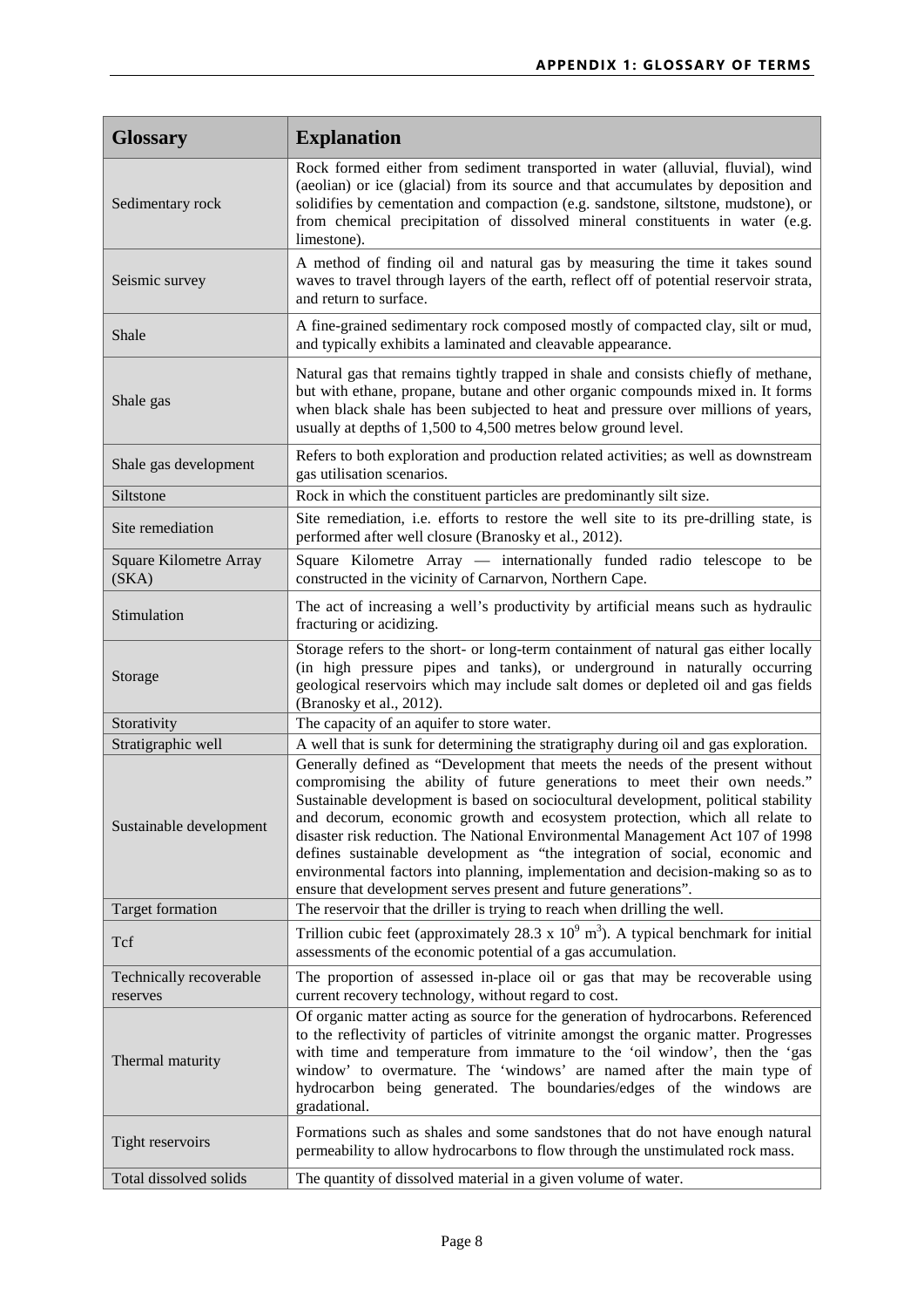| Glossary | Explanation |
|---|---|
| Sedimentary rock | Rock formed either from sediment transported in water (alluvial, fluvial), wind (aeolian) or ice (glacial) from its source and that accumulates by deposition and solidifies by cementation and compaction (e.g. sandstone, siltstone, mudstone), or from chemical precipitation of dissolved mineral constituents in water (e.g. limestone). |
| Seismic survey | A method of finding oil and natural gas by measuring the time it takes sound waves to travel through layers of the earth, reflect off of potential reservoir strata, and return to surface. |
| Shale | A fine-grained sedimentary rock composed mostly of compacted clay, silt or mud, and typically exhibits a laminated and cleavable appearance. |
| Shale gas | Natural gas that remains tightly trapped in shale and consists chiefly of methane, but with ethane, propane, butane and other organic compounds mixed in. It forms when black shale has been subjected to heat and pressure over millions of years, usually at depths of 1,500 to 4,500 metres below ground level. |
| Shale gas development | Refers to both exploration and production related activities; as well as downstream gas utilisation scenarios. |
| Siltstone | Rock in which the constituent particles are predominantly silt size. |
| Site remediation | Site remediation, i.e. efforts to restore the well site to its pre-drilling state, is performed after well closure (Branosky et al., 2012). |
| Square Kilometre Array (SKA) | Square Kilometre Array — internationally funded radio telescope to be constructed in the vicinity of Carnarvon, Northern Cape. |
| Stimulation | The act of increasing a well's productivity by artificial means such as hydraulic fracturing or acidizing. |
| Storage | Storage refers to the short- or long-term containment of natural gas either locally (in high pressure pipes and tanks), or underground in naturally occurring geological reservoirs which may include salt domes or depleted oil and gas fields (Branosky et al., 2012). |
| Storativity | The capacity of an aquifer to store water. |
| Stratigraphic well | A well that is sunk for determining the stratigraphy during oil and gas exploration. |
| Sustainable development | Generally defined as "Development that meets the needs of the present without compromising the ability of future generations to meet their own needs." Sustainable development is based on sociocultural development, political stability and decorum, economic growth and ecosystem protection, which all relate to disaster risk reduction. The National Environmental Management Act 107 of 1998 defines sustainable development as "the integration of social, economic and environmental factors into planning, implementation and decision-making so as to ensure that development serves present and future generations". |
| Target formation | The reservoir that the driller is trying to reach when drilling the well. |
| Tcf | Trillion cubic feet (approximately 28.3 x $10^9$ $m^3$). A typical benchmark for initial assessments of the economic potential of a gas accumulation. |
| Technically recoverable reserves | The proportion of assessed in-place oil or gas that may be recoverable using current recovery technology, without regard to cost. |
| Thermal maturity | Of organic matter acting as source for the generation of hydrocarbons. Referenced to the reflectivity of particles of vitrinite amongst the organic matter. Progresses with time and temperature from immature to the 'oil window', then the 'gas window' to overmature. The 'windows' are named after the main type of hydrocarbon being generated. The boundaries/edges of the windows are gradational. |
| Tight reservoirs | Formations such as shales and some sandstones that do not have enough natural permeability to allow hydrocarbons to flow through the unstimulated rock mass. |
| Total dissolved solids | The quantity of dissolved material in a given volume of water. |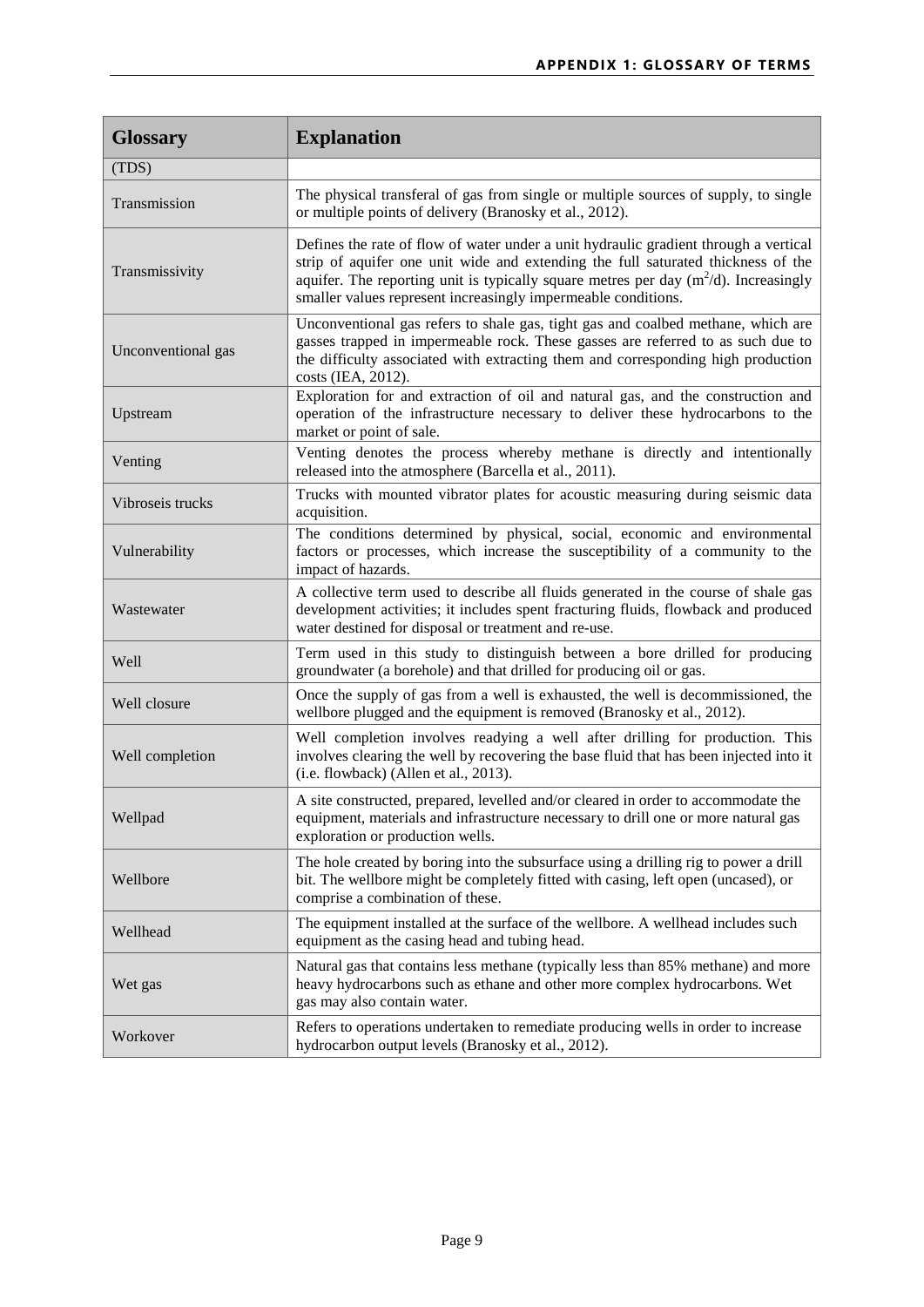| Glossary | Explanation |
|---|---|
| (TDS) | |
| Transmission | The physical transferal of gas from single or multiple sources of supply, to single or multiple points of delivery (Branosky et al., 2012). |
| Transmissivity | Defines the rate of flow of water under a unit hydraulic gradient through a vertical strip of aquifer one unit wide and extending the full saturated thickness of the aquifer. The reporting unit is typically square metres per day ($m^2/d$). Increasingly smaller values represent increasingly impermeable conditions. |
| Unconventional gas | Unconventional gas refers to shale gas, tight gas and coalbed methane, which are gasses trapped in impermeable rock. These gasses are referred to as such due to the difficulty associated with extracting them and corresponding high production costs (IEA, 2012). |
| Upstream | Exploration for and extraction of oil and natural gas, and the construction and operation of the infrastructure necessary to deliver these hydrocarbons to the market or point of sale. |
| Venting | Venting denotes the process whereby methane is directly and intentionally released into the atmosphere (Barcella et al., 2011). |
| Vibroseis trucks | Trucks with mounted vibrator plates for acoustic measuring during seismic data acquisition. |
| Vulnerability | The conditions determined by physical, social, economic and environmental factors or processes, which increase the susceptibility of a community to the impact of hazards. |
| Wastewater | A collective term used to describe all fluids generated in the course of shale gas development activities; it includes spent fracturing fluids, flowback and produced water destined for disposal or treatment and re-use. |
| Well | Term used in this study to distinguish between a bore drilled for producing groundwater (a borehole) and that drilled for producing oil or gas. |
| Well closure | Once the supply of gas from a well is exhausted, the well is decommissioned, the wellbore plugged and the equipment is removed (Branosky et al., 2012). |
| Well completion | Well completion involves readying a well after drilling for production. This involves clearing the well by recovering the base fluid that has been injected into it (i.e. flowback) (Allen et al., 2013). |
| Wellpad | A site constructed, prepared, levelled and/or cleared in order to accommodate the equipment, materials and infrastructure necessary to drill one or more natural gas exploration or production wells. |
| Wellbore | The hole created by boring into the subsurface using a drilling rig to power a drill bit. The wellbore might be completely fitted with casing, left open (uncased), or comprise a combination of these. |
| Wellhead | The equipment installed at the surface of the wellbore. A wellhead includes such equipment as the casing head and tubing head. |
| Wet gas | Natural gas that contains less methane (typically less than 85% methane) and more heavy hydrocarbons such as ethane and other more complex hydrocarbons. Wet gas may also contain water. |
| Workover | Refers to operations undertaken to remediate producing wells in order to increase hydrocarbon output levels (Branosky et al., 2012). |